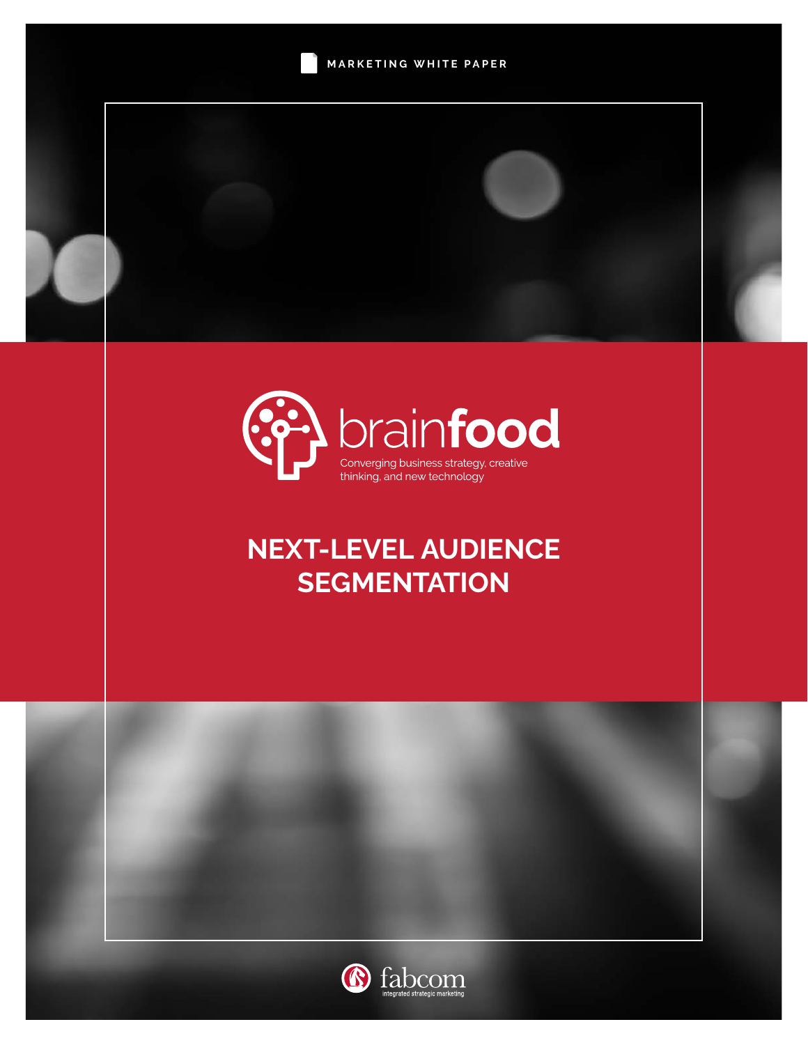MARKETING WHITE PAPER

brainfood

Converging business strategy, creative thinking, and new technology

# NEXT-LEVEL AUDIENCE SEGMENTATION

fabcom
integrated strategic marketing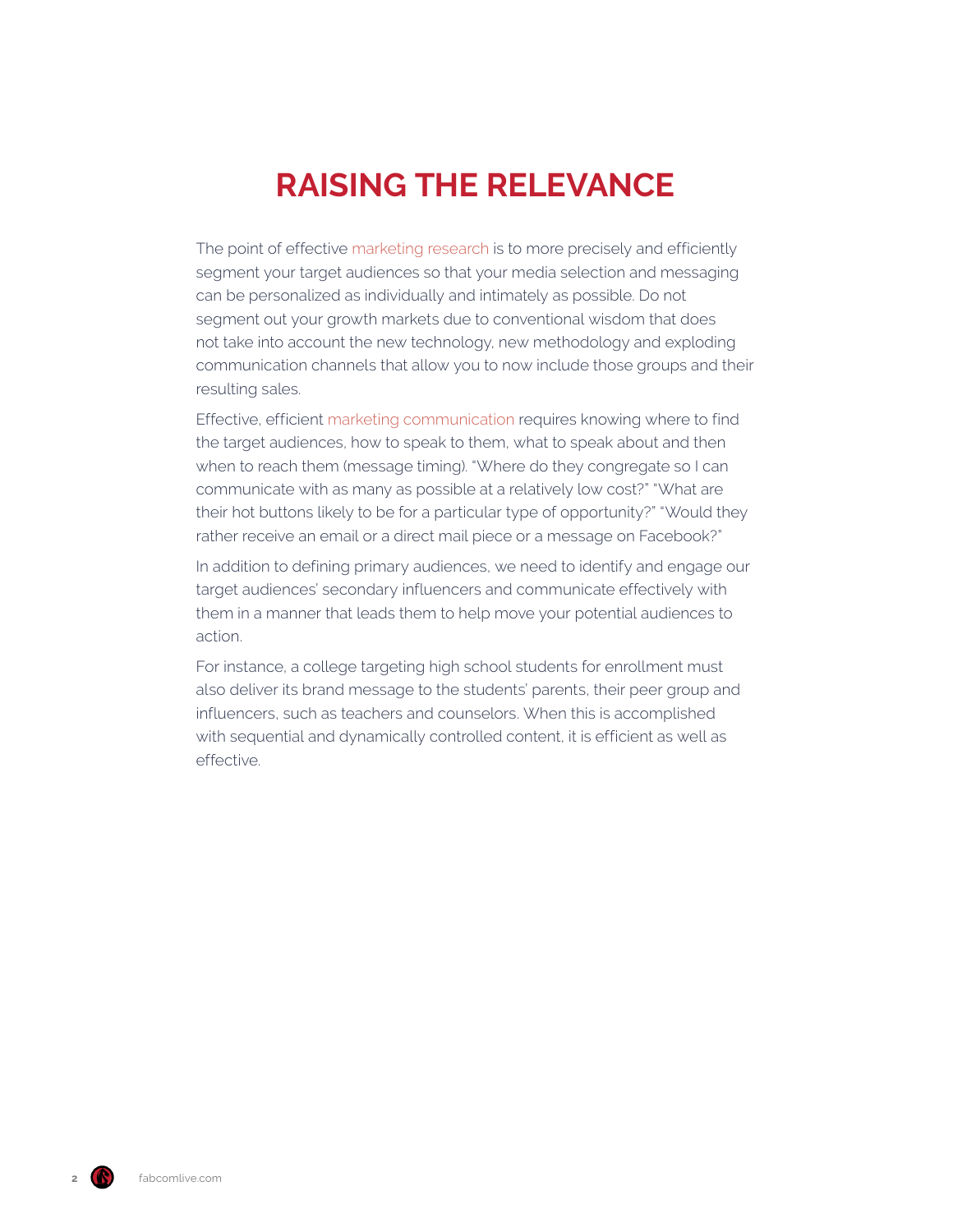# RAISING THE RELEVANCE

The point of effective marketing research is to more precisely and efficiently segment your target audiences so that your media selection and messaging can be personalized as individually and intimately as possible. Do not segment out your growth markets due to conventional wisdom that does not take into account the new technology, new methodology and exploding communication channels that allow you to now include those groups and their resulting sales.

Effective, efficient marketing communication requires knowing where to find the target audiences, how to speak to them, what to speak about and then when to reach them (message timing). "Where do they congregate so I can communicate with as many as possible at a relatively low cost?" "What are their hot buttons likely to be for a particular type of opportunity?" "Would they rather receive an email or a direct mail piece or a message on Facebook?"

In addition to defining primary audiences, we need to identify and engage our target audiences' secondary influencers and communicate effectively with them in a manner that leads them to help move your potential audiences to action.

For instance, a college targeting high school students for enrollment must also deliver its brand message to the students' parents, their peer group and influencers, such as teachers and counselors. When this is accomplished with sequential and dynamically controlled content, it is efficient as well as effective.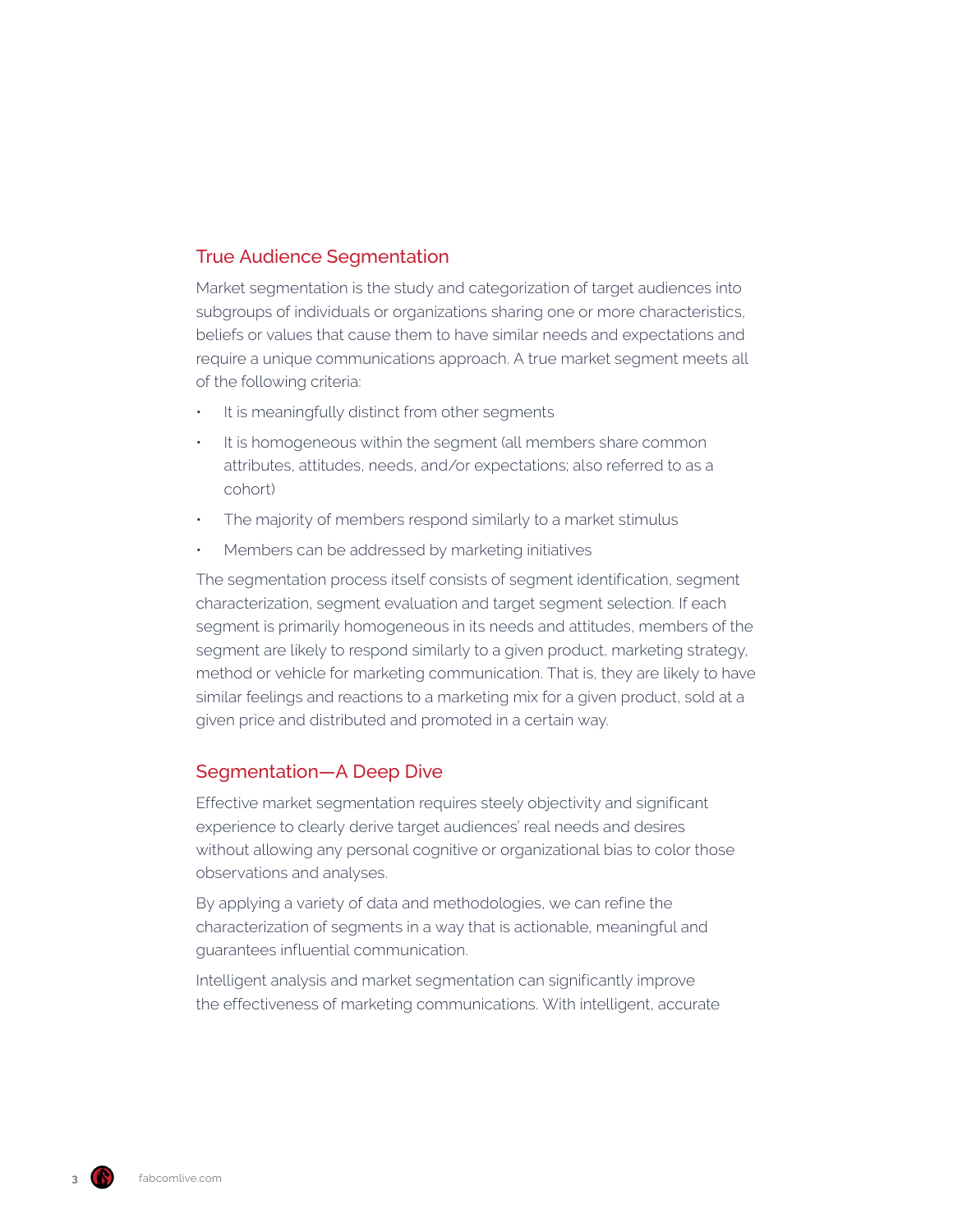## True Audience Segmentation

Market segmentation is the study and categorization of target audiences into subgroups of individuals or organizations sharing one or more characteristics, beliefs or values that cause them to have similar needs and expectations and require a unique communications approach. A true market segment meets all of the following criteria:

- It is meaningfully distinct from other segments
- It is homogeneous within the segment (all members share common attributes, attitudes, needs, and/or expectations; also referred to as a cohort)
- The majority of members respond similarly to a market stimulus
- Members can be addressed by marketing initiatives

The segmentation process itself consists of segment identification, segment characterization, segment evaluation and target segment selection. If each segment is primarily homogeneous in its needs and attitudes, members of the segment are likely to respond similarly to a given product, marketing strategy, method or vehicle for marketing communication. That is, they are likely to have similar feelings and reactions to a marketing mix for a given product, sold at a given price and distributed and promoted in a certain way.

## Segmentation—A Deep Dive

Effective market segmentation requires steely objectivity and significant experience to clearly derive target audiences' real needs and desires without allowing any personal cognitive or organizational bias to color those observations and analyses.

By applying a variety of data and methodologies, we can refine the characterization of segments in a way that is actionable, meaningful and guarantees influential communication.

Intelligent analysis and market segmentation can significantly improve the effectiveness of marketing communications. With intelligent, accurate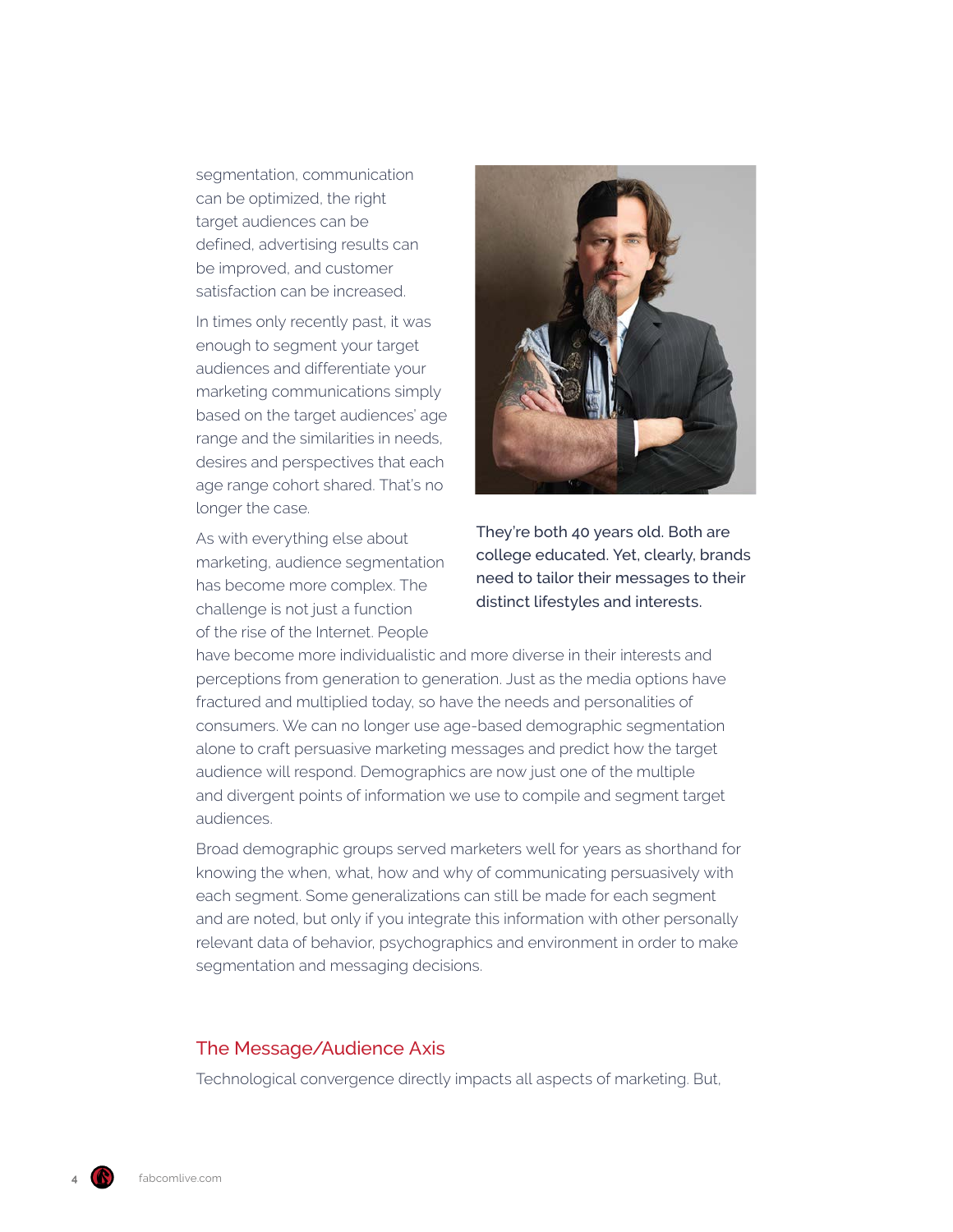segmentation, communication can be optimized, the right target audiences can be defined, advertising results can be improved, and customer satisfaction can be increased.

In times only recently past, it was enough to segment your target audiences and differentiate your marketing communications simply based on the target audiences' age range and the similarities in needs, desires and perspectives that each age range cohort shared. That's no longer the case.

As with everything else about marketing, audience segmentation has become more complex. The challenge is not just a function of the rise of the Internet. People have become more individualistic and more diverse in their interests and perceptions from generation to generation. Just as the media options have fractured and multiplied today, so have the needs and personalities of consumers. We can no longer use age-based demographic segmentation alone to craft persuasive marketing messages and predict how the target audience will respond. Demographics are now just one of the multiple and divergent points of information we use to compile and segment target audiences.

They're both 40 years old. Both are college educated. Yet, clearly, brands need to tailor their messages to their distinct lifestyles and interests.

Broad demographic groups served marketers well for years as shorthand for knowing the when, what, how and why of communicating persuasively with each segment. Some generalizations can still be made for each segment and are noted, but only if you integrate this information with other personally relevant data of behavior, psychographics and environment in order to make segmentation and messaging decisions.

## The Message/Audience Axis

Technological convergence directly impacts all aspects of marketing. But,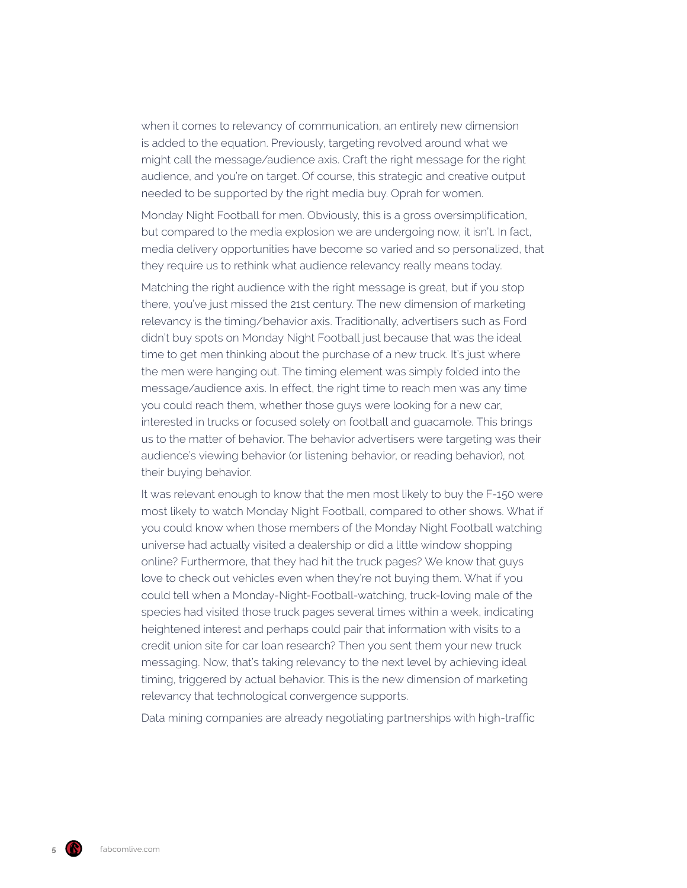when it comes to relevancy of communication, an entirely new dimension is added to the equation. Previously, targeting revolved around what we might call the message/audience axis. Craft the right message for the right audience, and you're on target. Of course, this strategic and creative output needed to be supported by the right media buy. Oprah for women.

Monday Night Football for men. Obviously, this is a gross oversimplification, but compared to the media explosion we are undergoing now, it isn't. In fact, media delivery opportunities have become so varied and so personalized, that they require us to rethink what audience relevancy really means today.

Matching the right audience with the right message is great, but if you stop there, you've just missed the 21st century. The new dimension of marketing relevancy is the timing/behavior axis. Traditionally, advertisers such as Ford didn't buy spots on Monday Night Football just because that was the ideal time to get men thinking about the purchase of a new truck. It's just where the men were hanging out. The timing element was simply folded into the message/audience axis. In effect, the right time to reach men was any time you could reach them, whether those guys were looking for a new car, interested in trucks or focused solely on football and guacamole. This brings us to the matter of behavior. The behavior advertisers were targeting was their audience's viewing behavior (or listening behavior, or reading behavior), not their buying behavior.

It was relevant enough to know that the men most likely to buy the F-150 were most likely to watch Monday Night Football, compared to other shows. What if you could know when those members of the Monday Night Football watching universe had actually visited a dealership or did a little window shopping online? Furthermore, that they had hit the truck pages? We know that guys love to check out vehicles even when they're not buying them. What if you could tell when a Monday-Night-Football-watching, truck-loving male of the species had visited those truck pages several times within a week, indicating heightened interest and perhaps could pair that information with visits to a credit union site for car loan research? Then you sent them your new truck messaging. Now, that's taking relevancy to the next level by achieving ideal timing, triggered by actual behavior. This is the new dimension of marketing relevancy that technological convergence supports.

Data mining companies are already negotiating partnerships with high-traffic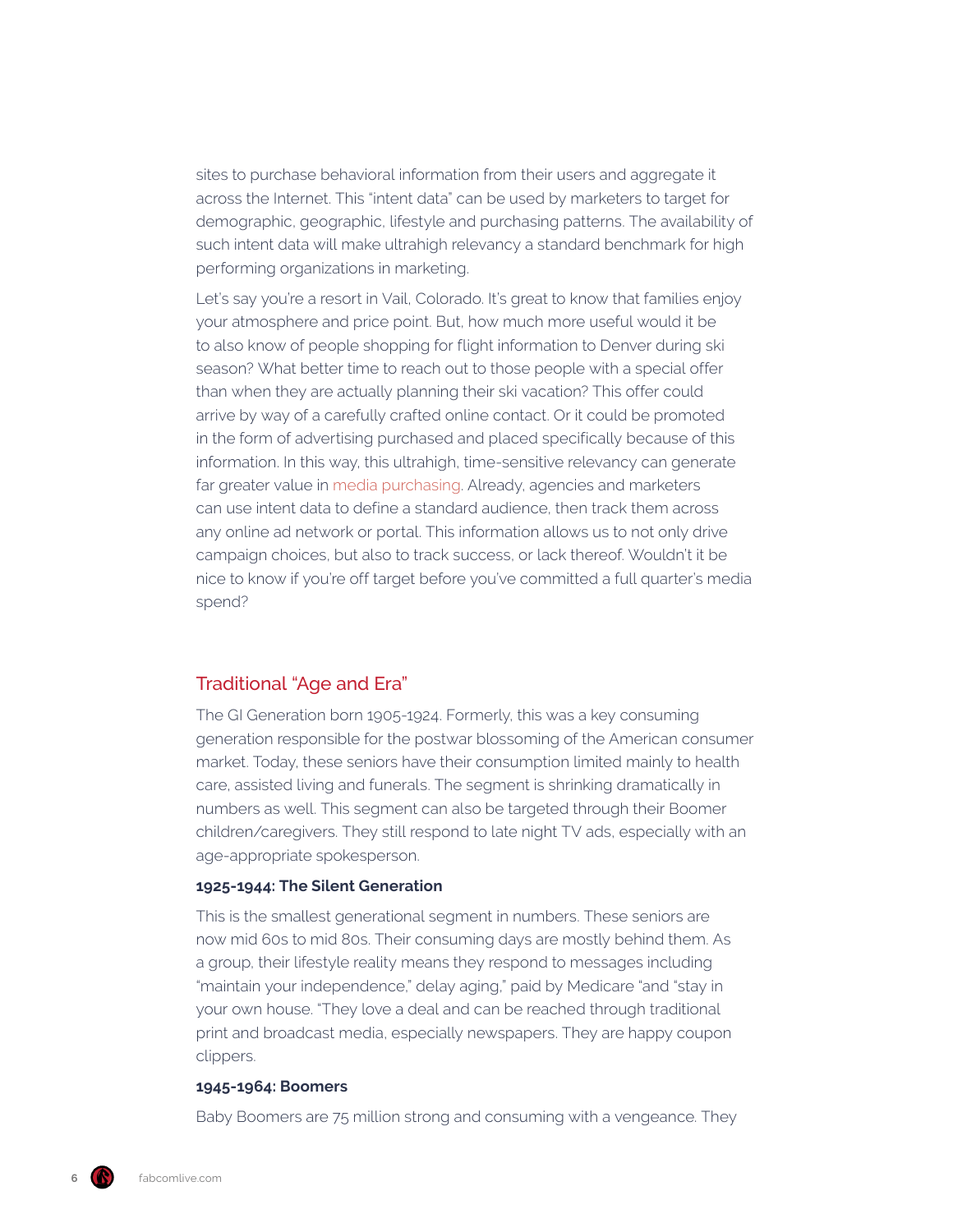sites to purchase behavioral information from their users and aggregate it across the Internet. This "intent data" can be used by marketers to target for demographic, geographic, lifestyle and purchasing patterns. The availability of such intent data will make ultrahigh relevancy a standard benchmark for high performing organizations in marketing.

Let's say you're a resort in Vail, Colorado. It's great to know that families enjoy your atmosphere and price point. But, how much more useful would it be to also know of people shopping for flight information to Denver during ski season? What better time to reach out to those people with a special offer than when they are actually planning their ski vacation? This offer could arrive by way of a carefully crafted online contact. Or it could be promoted in the form of advertising purchased and placed specifically because of this information. In this way, this ultrahigh, time-sensitive relevancy can generate far greater value in media purchasing. Already, agencies and marketers can use intent data to define a standard audience, then track them across any online ad network or portal. This information allows us to not only drive campaign choices, but also to track success, or lack thereof. Wouldn't it be nice to know if you're off target before you've committed a full quarter's media spend?

## Traditional "Age and Era"

The GI Generation born 1905-1924. Formerly, this was a key consuming generation responsible for the postwar blossoming of the American consumer market. Today, these seniors have their consumption limited mainly to health care, assisted living and funerals. The segment is shrinking dramatically in numbers as well. This segment can also be targeted through their Boomer children/caregivers. They still respond to late night TV ads, especially with an age-appropriate spokesperson.

**1925-1944: The Silent Generation**

This is the smallest generational segment in numbers. These seniors are now mid 60s to mid 80s. Their consuming days are mostly behind them. As a group, their lifestyle reality means they respond to messages including "maintain your independence," delay aging," paid by Medicare "and "stay in your own house. "They love a deal and can be reached through traditional print and broadcast media, especially newspapers. They are happy coupon clippers.

**1945-1964: Boomers**

Baby Boomers are 75 million strong and consuming with a vengeance. They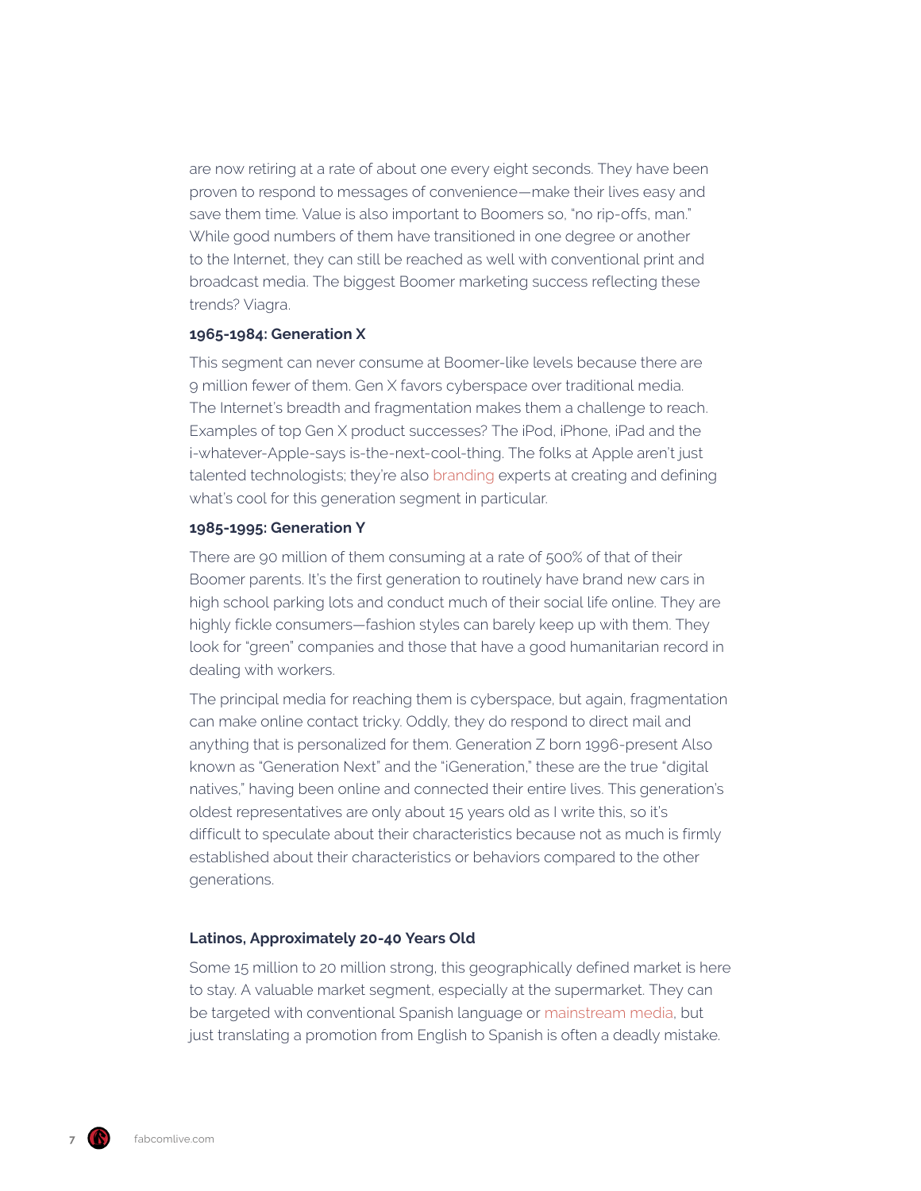are now retiring at a rate of about one every eight seconds. They have been proven to respond to messages of convenience—make their lives easy and save them time. Value is also important to Boomers so, "no rip-offs, man." While good numbers of them have transitioned in one degree or another to the Internet, they can still be reached as well with conventional print and broadcast media. The biggest Boomer marketing success reflecting these trends? Viagra.

**1965-1984: Generation X**

This segment can never consume at Boomer-like levels because there are 9 million fewer of them. Gen X favors cyberspace over traditional media. The Internet's breadth and fragmentation makes them a challenge to reach. Examples of top Gen X product successes? The iPod, iPhone, iPad and the i-whatever-Apple-says is-the-next-cool-thing. The folks at Apple aren't just talented technologists; they're also branding experts at creating and defining what's cool for this generation segment in particular.

**1985-1995: Generation Y**

There are 90 million of them consuming at a rate of 500% of that of their Boomer parents. It's the first generation to routinely have brand new cars in high school parking lots and conduct much of their social life online. They are highly fickle consumers—fashion styles can barely keep up with them. They look for "green" companies and those that have a good humanitarian record in dealing with workers.

The principal media for reaching them is cyberspace, but again, fragmentation can make online contact tricky. Oddly, they do respond to direct mail and anything that is personalized for them. Generation Z born 1996-present Also known as "Generation Next" and the "iGeneration," these are the true "digital natives," having been online and connected their entire lives. This generation's oldest representatives are only about 15 years old as I write this, so it's difficult to speculate about their characteristics because not as much is firmly established about their characteristics or behaviors compared to the other generations.

**Latinos, Approximately 20-40 Years Old**

Some 15 million to 20 million strong, this geographically defined market is here to stay. A valuable market segment, especially at the supermarket. They can be targeted with conventional Spanish language or mainstream media, but just translating a promotion from English to Spanish is often a deadly mistake.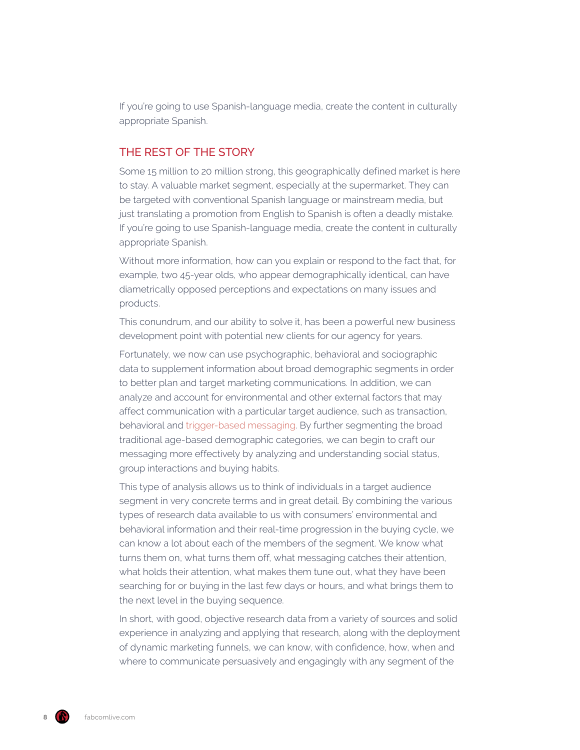If you're going to use Spanish-language media, create the content in culturally appropriate Spanish.

## THE REST OF THE STORY

Some 15 million to 20 million strong, this geographically defined market is here to stay. A valuable market segment, especially at the supermarket. They can be targeted with conventional Spanish language or mainstream media, but just translating a promotion from English to Spanish is often a deadly mistake. If you're going to use Spanish-language media, create the content in culturally appropriate Spanish.

Without more information, how can you explain or respond to the fact that, for example, two 45-year olds, who appear demographically identical, can have diametrically opposed perceptions and expectations on many issues and products.

This conundrum, and our ability to solve it, has been a powerful new business development point with potential new clients for our agency for years.

Fortunately, we now can use psychographic, behavioral and sociographic data to supplement information about broad demographic segments in order to better plan and target marketing communications. In addition, we can analyze and account for environmental and other external factors that may affect communication with a particular target audience, such as transaction, behavioral and trigger-based messaging. By further segmenting the broad traditional age-based demographic categories, we can begin to craft our messaging more effectively by analyzing and understanding social status, group interactions and buying habits.

This type of analysis allows us to think of individuals in a target audience segment in very concrete terms and in great detail. By combining the various types of research data available to us with consumers' environmental and behavioral information and their real-time progression in the buying cycle, we can know a lot about each of the members of the segment. We know what turns them on, what turns them off, what messaging catches their attention, what holds their attention, what makes them tune out, what they have been searching for or buying in the last few days or hours, and what brings them to the next level in the buying sequence.

In short, with good, objective research data from a variety of sources and solid experience in analyzing and applying that research, along with the deployment of dynamic marketing funnels, we can know, with confidence, how, when and where to communicate persuasively and engagingly with any segment of the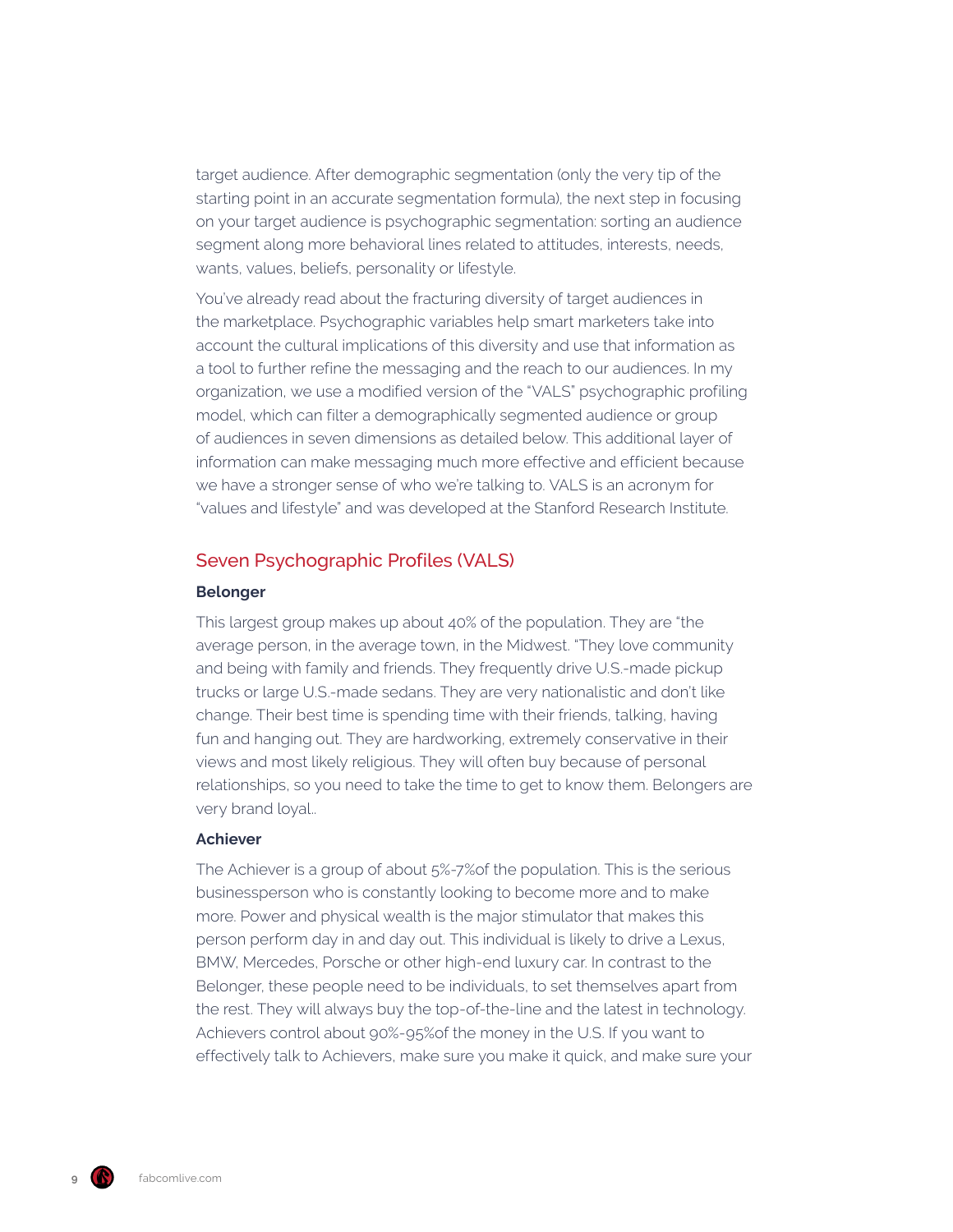target audience. After demographic segmentation (only the very tip of the starting point in an accurate segmentation formula), the next step in focusing on your target audience is psychographic segmentation: sorting an audience segment along more behavioral lines related to attitudes, interests, needs, wants, values, beliefs, personality or lifestyle.

You've already read about the fracturing diversity of target audiences in the marketplace. Psychographic variables help smart marketers take into account the cultural implications of this diversity and use that information as a tool to further refine the messaging and the reach to our audiences. In my organization, we use a modified version of the "VALS" psychographic profiling model, which can filter a demographically segmented audience or group of audiences in seven dimensions as detailed below. This additional layer of information can make messaging much more effective and efficient because we have a stronger sense of who we're talking to. VALS is an acronym for "values and lifestyle" and was developed at the Stanford Research Institute.

## Seven Psychographic Profiles (VALS)

**Belonger**

This largest group makes up about 40% of the population. They are "the average person, in the average town, in the Midwest. "They love community and being with family and friends. They frequently drive U.S.-made pickup trucks or large U.S.-made sedans. They are very nationalistic and don't like change. Their best time is spending time with their friends, talking, having fun and hanging out. They are hardworking, extremely conservative in their views and most likely religious. They will often buy because of personal relationships, so you need to take the time to get to know them. Belongers are very brand loyal..

**Achiever**

The Achiever is a group of about 5%-7%of the population. This is the serious businessperson who is constantly looking to become more and to make more. Power and physical wealth is the major stimulator that makes this person perform day in and day out. This individual is likely to drive a Lexus, BMW, Mercedes, Porsche or other high-end luxury car. In contrast to the Belonger, these people need to be individuals, to set themselves apart from the rest. They will always buy the top-of-the-line and the latest in technology. Achievers control about 90%-95%of the money in the U.S. If you want to effectively talk to Achievers, make sure you make it quick, and make sure your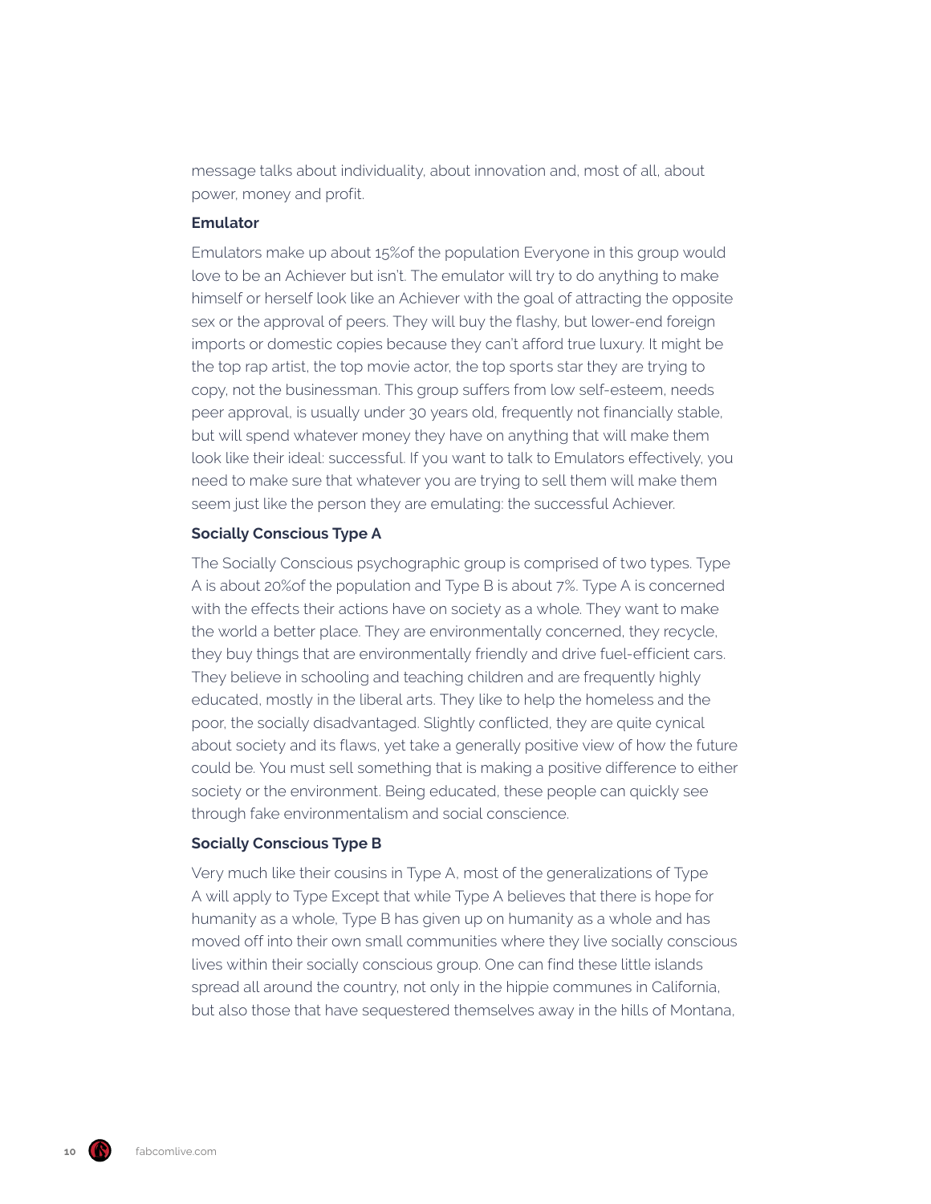message talks about individuality, about innovation and, most of all, about power, money and profit.

### Emulator

Emulators make up about 15%of the population Everyone in this group would love to be an Achiever but isn't. The emulator will try to do anything to make himself or herself look like an Achiever with the goal of attracting the opposite sex or the approval of peers. They will buy the flashy, but lower-end foreign imports or domestic copies because they can't afford true luxury. It might be the top rap artist, the top movie actor, the top sports star they are trying to copy, not the businessman. This group suffers from low self-esteem, needs peer approval, is usually under 30 years old, frequently not financially stable, but will spend whatever money they have on anything that will make them look like their ideal: successful. If you want to talk to Emulators effectively, you need to make sure that whatever you are trying to sell them will make them seem just like the person they are emulating: the successful Achiever.

### Socially Conscious Type A

The Socially Conscious psychographic group is comprised of two types. Type A is about 20%of the population and Type B is about 7%. Type A is concerned with the effects their actions have on society as a whole. They want to make the world a better place. They are environmentally concerned, they recycle, they buy things that are environmentally friendly and drive fuel-efficient cars. They believe in schooling and teaching children and are frequently highly educated, mostly in the liberal arts. They like to help the homeless and the poor, the socially disadvantaged. Slightly conflicted, they are quite cynical about society and its flaws, yet take a generally positive view of how the future could be. You must sell something that is making a positive difference to either society or the environment. Being educated, these people can quickly see through fake environmentalism and social conscience.

### Socially Conscious Type B

Very much like their cousins in Type A, most of the generalizations of Type A will apply to Type Except that while Type A believes that there is hope for humanity as a whole, Type B has given up on humanity as a whole and has moved off into their own small communities where they live socially conscious lives within their socially conscious group. One can find these little islands spread all around the country, not only in the hippie communes in California, but also those that have sequestered themselves away in the hills of Montana,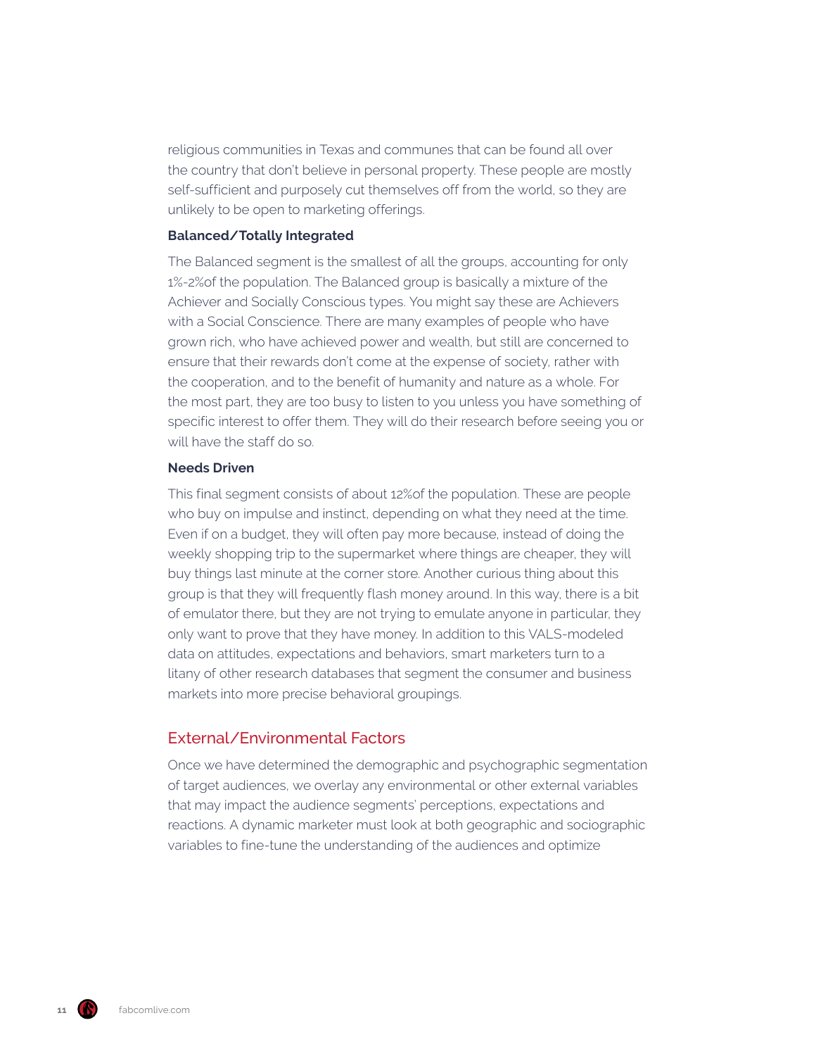religious communities in Texas and communes that can be found all over the country that don't believe in personal property. These people are mostly self-sufficient and purposely cut themselves off from the world, so they are unlikely to be open to marketing offerings.

**Balanced/Totally Integrated**

The Balanced segment is the smallest of all the groups, accounting for only 1%-2%of the population. The Balanced group is basically a mixture of the Achiever and Socially Conscious types. You might say these are Achievers with a Social Conscience. There are many examples of people who have grown rich, who have achieved power and wealth, but still are concerned to ensure that their rewards don't come at the expense of society, rather with the cooperation, and to the benefit of humanity and nature as a whole. For the most part, they are too busy to listen to you unless you have something of specific interest to offer them. They will do their research before seeing you or will have the staff do so.

**Needs Driven**

This final segment consists of about 12%of the population. These are people who buy on impulse and instinct, depending on what they need at the time. Even if on a budget, they will often pay more because, instead of doing the weekly shopping trip to the supermarket where things are cheaper, they will buy things last minute at the corner store. Another curious thing about this group is that they will frequently flash money around. In this way, there is a bit of emulator there, but they are not trying to emulate anyone in particular, they only want to prove that they have money. In addition to this VALS-modeled data on attitudes, expectations and behaviors, smart marketers turn to a litany of other research databases that segment the consumer and business markets into more precise behavioral groupings.

## External/Environmental Factors

Once we have determined the demographic and psychographic segmentation of target audiences, we overlay any environmental or other external variables that may impact the audience segments' perceptions, expectations and reactions. A dynamic marketer must look at both geographic and sociographic variables to fine-tune the understanding of the audiences and optimize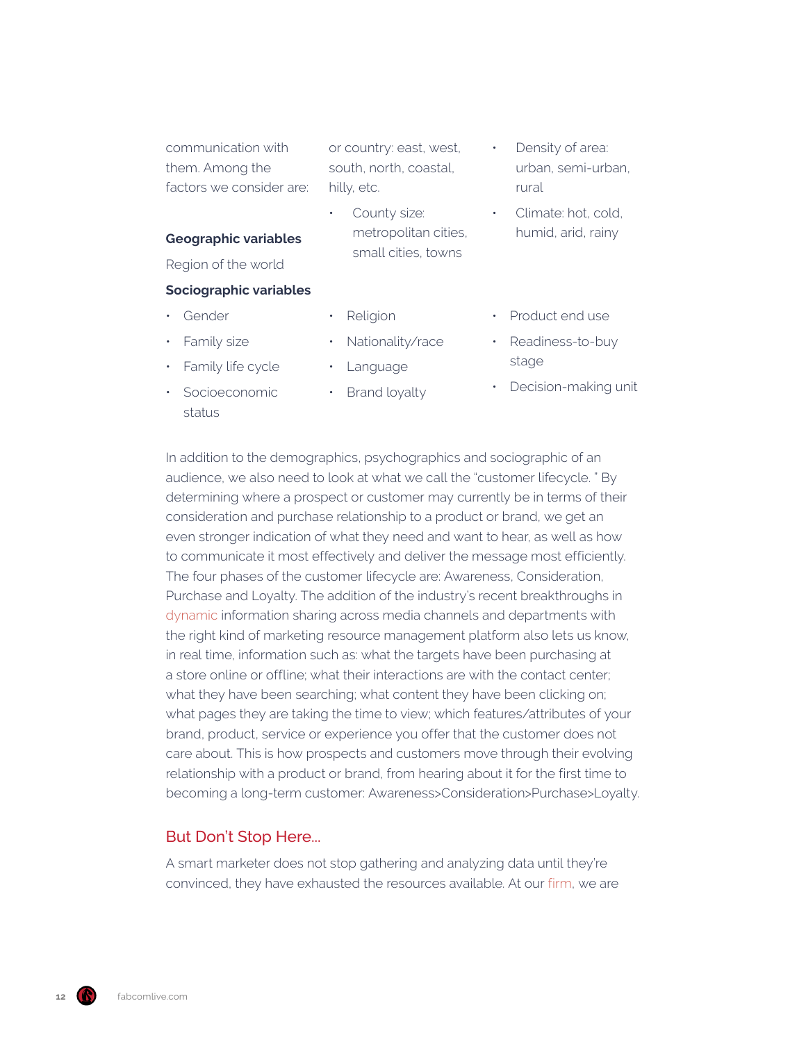communication with them. Among the factors we consider are:

**Geographic variables**

Region of the world or country: east, west, south, north, coastal, hilly, etc.

- County size: metropolitan cities, small cities, towns
- Density of area: urban, semi-urban, rural
- Climate: hot, cold, humid, arid, rainy

**Sociographic variables**

- Gender
- Family size
- Family life cycle
- Socioeconomic status
- Religion
- Nationality/race
- Language
- Brand loyalty
- Product end use
- Readiness-to-buy stage
- Decision-making unit

In addition to the demographics, psychographics and sociographic of an audience, we also need to look at what we call the "customer lifecycle. " By determining where a prospect or customer may currently be in terms of their consideration and purchase relationship to a product or brand, we get an even stronger indication of what they need and want to hear, as well as how to communicate it most effectively and deliver the message most efficiently. The four phases of the customer lifecycle are: Awareness, Consideration, Purchase and Loyalty. The addition of the industry's recent breakthroughs in dynamic information sharing across media channels and departments with the right kind of marketing resource management platform also lets us know, in real time, information such as: what the targets have been purchasing at a store online or offline; what their interactions are with the contact center; what they have been searching; what content they have been clicking on; what pages they are taking the time to view; which features/attributes of your brand, product, service or experience you offer that the customer does not care about. This is how prospects and customers move through their evolving relationship with a product or brand, from hearing about it for the first time to becoming a long-term customer: Awareness>Consideration>Purchase>Loyalty.

## But Don't Stop Here...

A smart marketer does not stop gathering and analyzing data until they're convinced, they have exhausted the resources available. At our firm, we are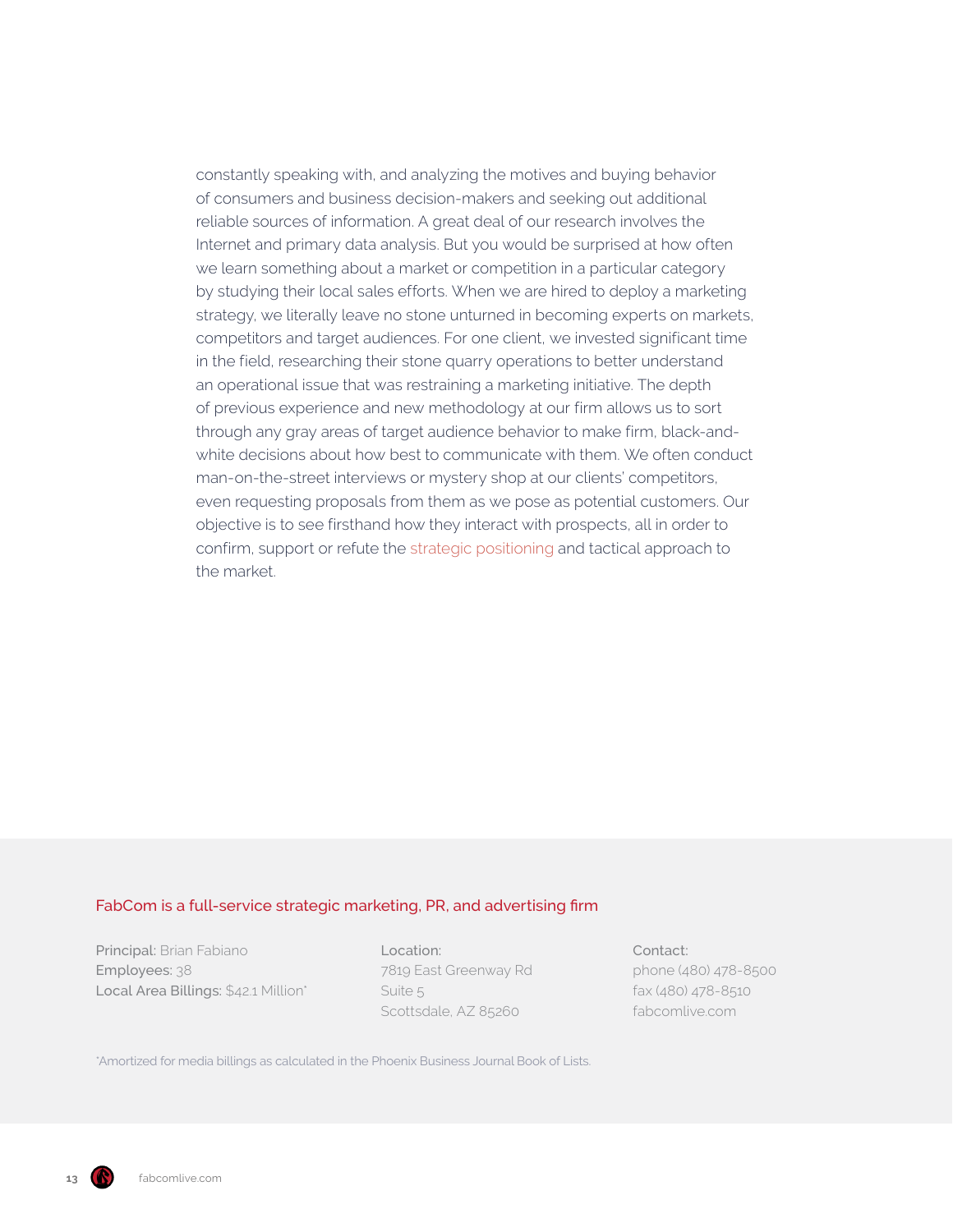constantly speaking with, and analyzing the motives and buying behavior of consumers and business decision-makers and seeking out additional reliable sources of information. A great deal of our research involves the Internet and primary data analysis. But you would be surprised at how often we learn something about a market or competition in a particular category by studying their local sales efforts. When we are hired to deploy a marketing strategy, we literally leave no stone unturned in becoming experts on markets, competitors and target audiences. For one client, we invested significant time in the field, researching their stone quarry operations to better understand an operational issue that was restraining a marketing initiative. The depth of previous experience and new methodology at our firm allows us to sort through any gray areas of target audience behavior to make firm, black-and-white decisions about how best to communicate with them. We often conduct man-on-the-street interviews or mystery shop at our clients' competitors, even requesting proposals from them as we pose as potential customers. Our objective is to see firsthand how they interact with prospects, all in order to confirm, support or refute the strategic positioning and tactical approach to the market.

## FabCom is a full-service strategic marketing, PR, and advertising firm

**Principal:** Brian Fabiano
**Employees:** 38
**Local Area Billings:** $42.1 Million*

**Location:**
7819 East Greenway Rd
Suite 5
Scottsdale, AZ 85260

**Contact:**
phone (480) 478-8500
fax (480) 478-8510
fabcomlive.com

*Amortized for media billings as calculated in the Phoenix Business Journal Book of Lists.